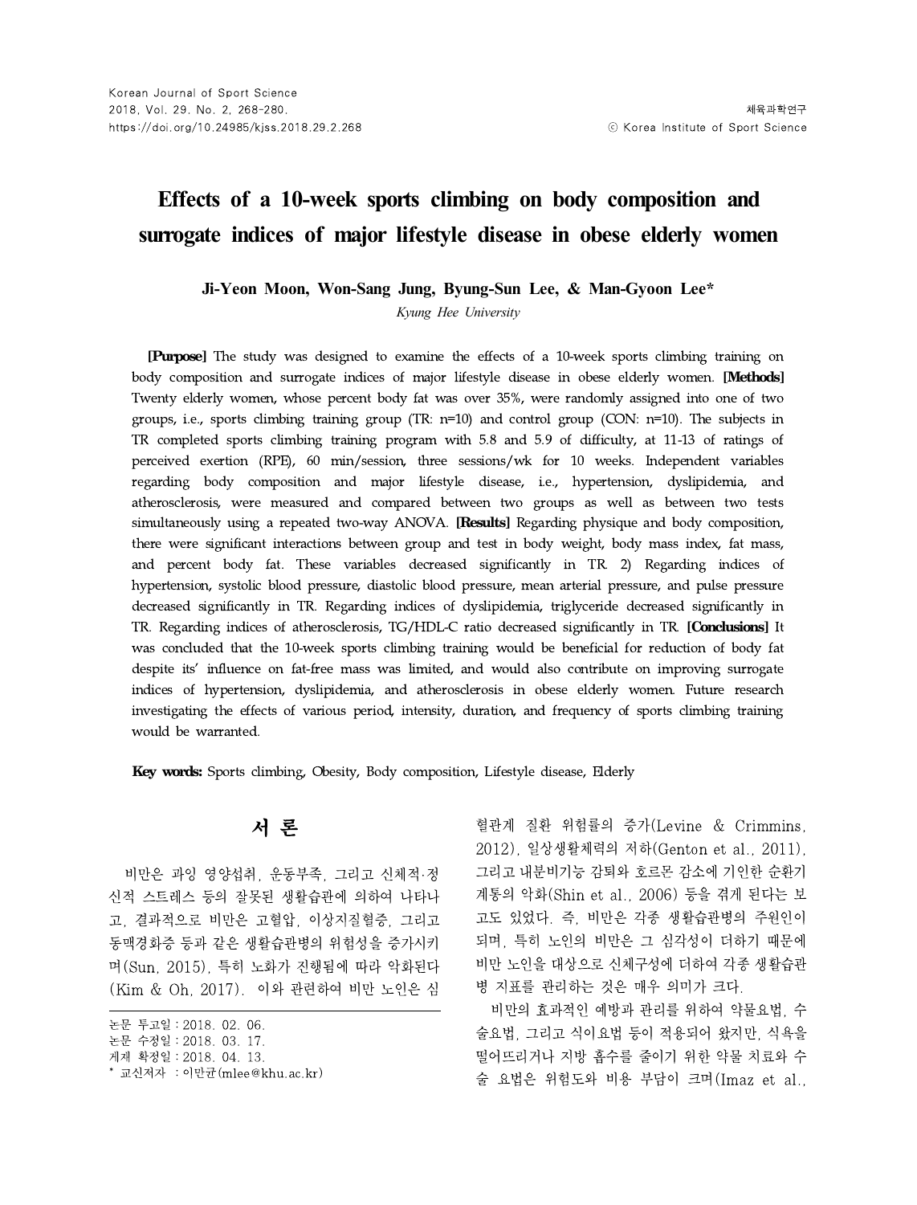# Effects of a 10-week sports climbing on body composition and surrogate indices of major lifestyle disease in obese elderly women

**Ji-Yeon Moon, Won-Sang Jung, Byung-Sun Lee, & Man-Gyoon Lee***

*Kyung Hee University*

**[Purpose]** The study was designed to examine the effects of a 10-week sports climbing training on body composition and surrogate indices of major lifestyle disease in obese elderly women. **[Methods]** Twenty elderly women, whose percent body fat was over 35%, were randomly assigned into one of two groups, i.e., sports climbing training group (TR: n=10) and control group (CON: n=10). The subjects in TR completed sports climbing training program with 5.8 and 5.9 of difficulty, at 11-13 of ratings of perceived exertion (RPE), 60 min/session, three sessions/wk for 10 weeks. Independent variables regarding body composition and major lifestyle disease, i.e., hypertension, dyslipidemia, and atherosclerosis, were measured and compared between two groups as well as between two tests simultaneously using a repeated two-way ANOVA. **[Results]** Regarding physique and body composition, there were significant interactions between group and test in body weight, body mass index, fat mass, and percent body fat. These variables decreased significantly in TR. 2) Regarding indices of hypertension, systolic blood pressure, diastolic blood pressure, mean arterial pressure, and pulse pressure decreased significantly in TR. Regarding indices of dyslipidemia, triglyceride decreased significantly in TR. Regarding indices of atherosclerosis, TG/HDL-C ratio decreased significantly in TR. **[Conclusions]** It was concluded that the 10-week sports climbing training would be beneficial for reduction of body fat despite its' influence on fat-free mass was limited, and would also contribute on improving surrogate indices of hypertension, dyslipidemia, and atherosclerosis in obese elderly women. Future research investigating the effects of various period, intensity, duration, and frequency of sports climbing training would be warranted.

**Key words:** Sports climbing, Obesity, Body composition, Lifestyle disease, Elderly

## 서 론

비만은 과잉 영양섭취, 운동부족, 그리고 신체적·정신적 스트레스 등의 잘못된 생활습관에 의하여 나타나고, 결과적으로 비만은 고혈압, 이상지질혈증, 그리고 동맥경화증 등과 같은 생활습관병의 위험성을 증가시키며(Sun, 2015), 특히 노화가 진행됨에 따라 악화된다(Kim & Oh, 2017). 이와 관련하여 비만 노인은 심혈관계 질환 위험률의 증가(Levine & Crimmins, 2012), 일상생활체력의 저하(Genton et al., 2011), 그리고 내분비기능 감퇴와 호르몬 감소에 기인한 순환기계통의 악화(Shin et al., 2006) 등을 겪게 된다는 보고도 있었다. 즉, 비만은 각종 생활습관병의 주원인이 되며, 특히 노인의 비만은 그 심각성이 더하기 때문에 비만 노인을 대상으로 신체구성에 더하여 각종 생활습관병 지표를 관리하는 것은 매우 의미가 크다.

비만의 효과적인 예방과 관리를 위하여 약물요법, 수술요법, 그리고 식이요법 등이 적용되어 왔지만, 식욕을 떨어뜨리거나 지방 흡수를 줄이기 위한 약물 치료와 수술 요법은 위험도와 비용 부담이 크며(Imaz et al.,

논문 투고일 : 2018. 02. 06.
논문 수정일 : 2018. 03. 17.
게재 확정일 : 2018. 04. 13.
* 교신저자 : 이만균(mlee@khu.ac.kr)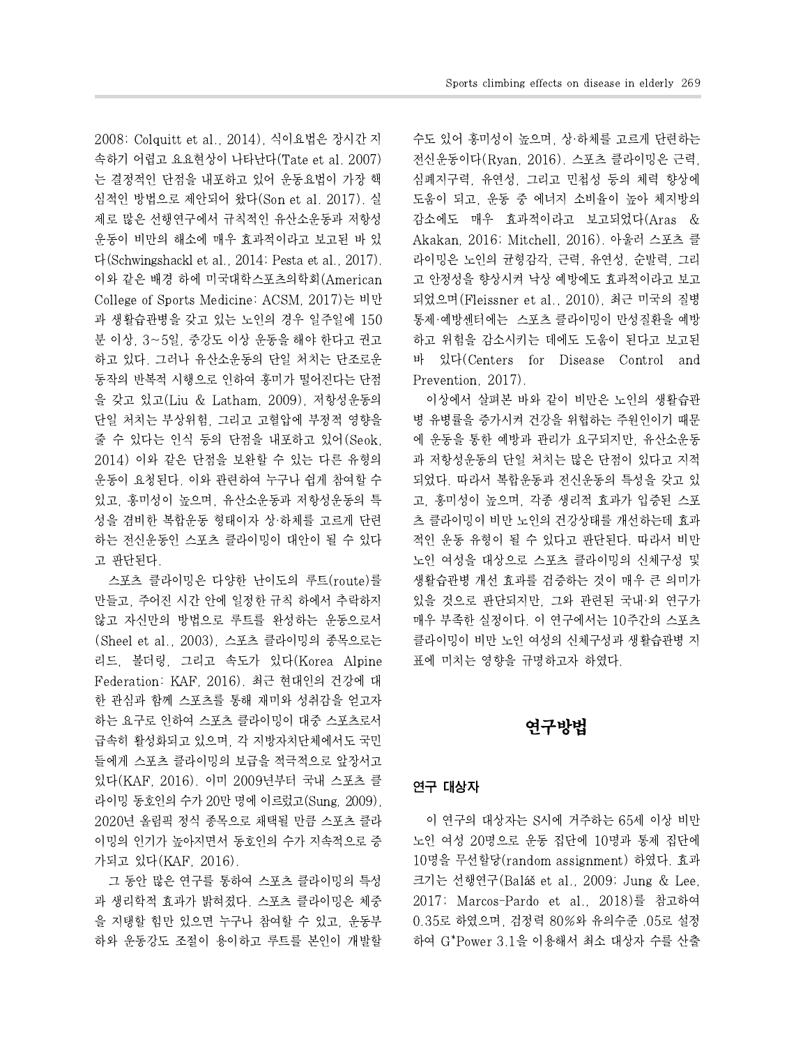2008; Colquitt et al., 2014), 식이요법은 장시간 지속하기 어렵고 요요현상이 나타난다(Tate et al. 2007)는 결정적인 단점을 내포하고 있어 운동요법이 가장 핵심적인 방법으로 제안되어 왔다(Son et al. 2017). 실제로 많은 선행연구에서 규칙적인 유산소운동과 저항성운동이 비만의 해소에 매우 효과적이라고 보고된 바 있다(Schwingshackl et al., 2014; Pesta et al., 2017). 이와 같은 배경 하에 미국대학스포츠의학회(American College of Sports Medicine: ACSM, 2017)는 비만과 생활습관병을 갖고 있는 노인의 경우 일주일에 150분 이상, 3~5일, 중강도 이상 운동을 해야 한다고 권고하고 있다. 그러나 유산소운동의 단일 처치는 단조로운 동작의 반복적 시행으로 인하여 흥미가 떨어진다는 단점을 갖고 있고(Liu & Latham, 2009), 저항성운동의 단일 처치는 부상위험, 그리고 고혈압에 부정적 영향을 줄 수 있다는 인식 등의 단점을 내포하고 있어(Seok, 2014) 이와 같은 단점을 보완할 수 있는 다른 유형의 운동이 요청된다. 이와 관련하여 누구나 쉽게 참여할 수 있고, 흥미성이 높으며, 유산소운동과 저항성운동의 특성을 겸비한 복합운동 형태이자 상·하체를 고르게 단련하는 전신운동인 스포츠 클라이밍이 대안이 될 수 있다고 판단된다.

스포츠 클라이밍은 다양한 난이도의 루트(route)를 만들고, 주어진 시간 안에 일정한 규칙 하에서 추락하지 않고 자신만의 방법으로 루트를 완성하는 운동으로서(Sheel et al., 2003), 스포츠 클라이밍의 종목으로는 리드, 볼더링, 그리고 속도가 있다(Korea Alpine Federation: KAF, 2016). 최근 현대인의 건강에 대한 관심과 함께 스포츠를 통해 재미와 성취감을 얻고자 하는 요구로 인하여 스포츠 클라이밍이 대중 스포츠로서 급속히 활성화되고 있으며, 각 지방자치단체에서도 국민들에게 스포츠 클라이밍의 보급을 적극적으로 앞장서고 있다(KAF, 2016). 이미 2009년부터 국내 스포츠 클라이밍 동호인의 수가 20만 명에 이르렀고(Sung, 2009), 2020년 올림픽 정식 종목으로 채택될 만큼 스포츠 클라이밍의 인기가 높아지면서 동호인의 수가 지속적으로 증가되고 있다(KAF, 2016).

그 동안 많은 연구를 통하여 스포츠 클라이밍의 특성과 생리학적 효과가 밝혀졌다. 스포츠 클라이밍은 체중을 지탱할 힘만 있으면 누구나 참여할 수 있고, 운동부하와 운동강도 조절이 용이하고 루트를 본인이 개발할 수도 있어 흥미성이 높으며, 상·하체를 고르게 단련하는 전신운동이다(Ryan, 2016). 스포츠 클라이밍은 근력, 심폐지구력, 유연성, 그리고 민첩성 등의 체력 향상에 도움이 되고, 운동 중 에너지 소비율이 높아 체지방의 감소에도 매우 효과적이라고 보고되었다(Aras & Akakan, 2016; Mitchell, 2016). 아울러 스포츠 클라이밍은 노인의 균형감각, 근력, 유연성, 순발력, 그리고 안정성을 향상시켜 낙상 예방에도 효과적이라고 보고되었으며(Fleissner et al., 2010), 최근 미국의 질병통제·예방센터에는 스포츠 클라이밍이 만성질환을 예방하고 위험을 감소시키는 데에도 도움이 된다고 보고된 바 있다(Centers for Disease Control and Prevention, 2017).

이상에서 살펴본 바와 같이 비만은 노인의 생활습관병 유병률을 증가시켜 건강을 위협하는 주원인이기 때문에 운동을 통한 예방과 관리가 요구되지만, 유산소운동과 저항성운동의 단일 처치는 많은 단점이 있다고 지적되었다. 따라서 복합운동과 전신운동의 특성을 갖고 있고, 흥미성이 높으며, 각종 생리적 효과가 입증된 스포츠 클라이밍이 비만 노인의 건강상태를 개선하는데 효과적인 운동 유형이 될 수 있다고 판단된다. 따라서 비만 노인 여성을 대상으로 스포츠 클라이밍의 신체구성 및 생활습관병 개선 효과를 검증하는 것이 매우 큰 의미가 있을 것으로 판단되지만, 그와 관련된 국내·외 연구가 매우 부족한 실정이다. 이 연구에서는 10주간의 스포츠 클라이밍이 비만 노인 여성의 신체구성과 생활습관병 지표에 미치는 영향을 규명하고자 하였다.

## 연구방법

### 연구 대상자

이 연구의 대상자는 S시에 거주하는 65세 이상 비만 노인 여성 20명으로 운동 집단에 10명과 통제 집단에 10명을 무선할당(random assignment) 하였다. 효과크기는 선행연구(Baláš et al., 2009; Jung & Lee, 2017; Marcos-Pardo et al., 2018)를 참고하여 0.35로 하였으며, 검정력 80%와 유의수준 .05로 설정하여 G*Power 3.1을 이용해서 최소 대상자 수를 산출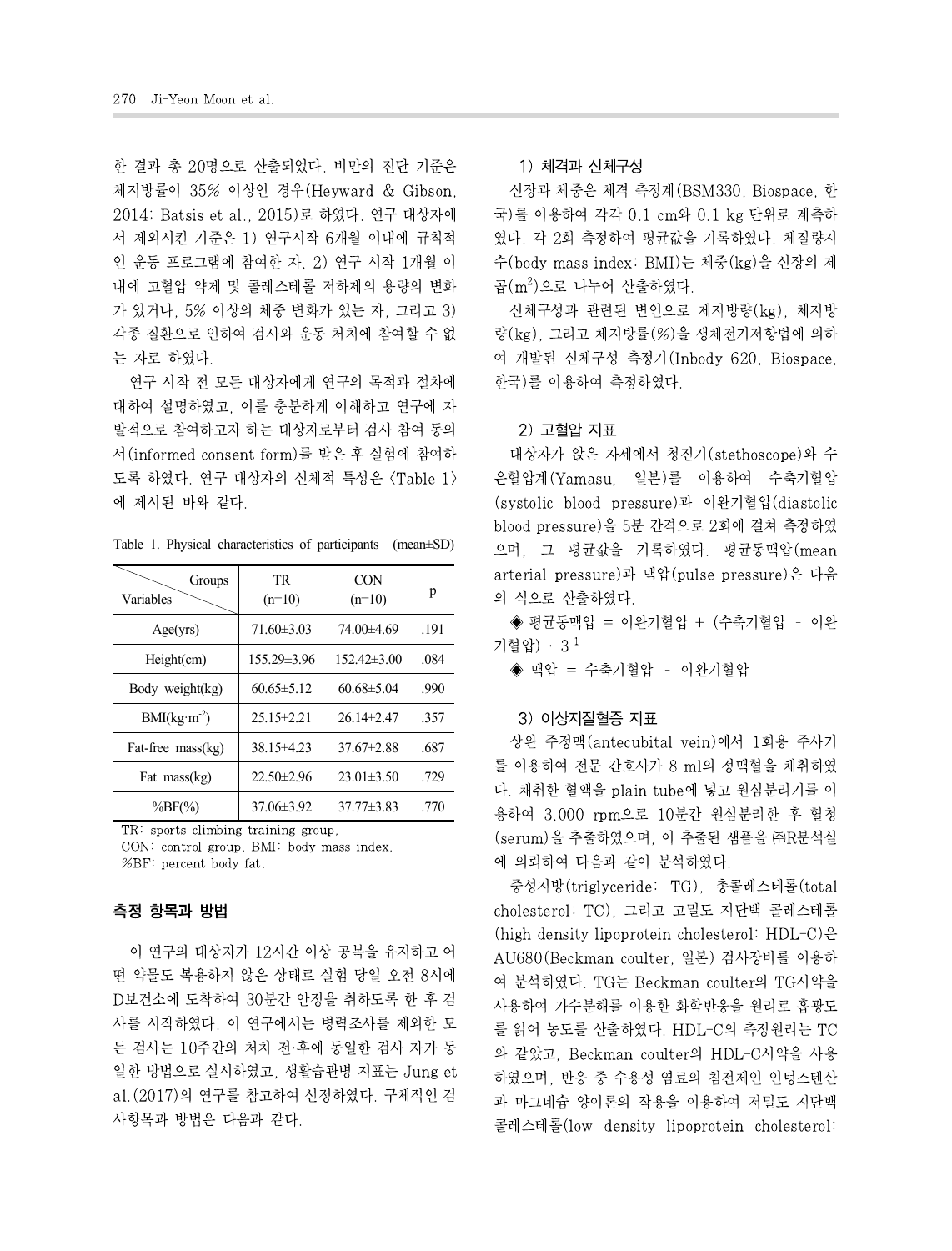한 결과 총 20명으로 산출되었다. 비만의 진단 기준은 체지방률이 35% 이상인 경우(Heyward & Gibson, 2014; Batsis et al., 2015)로 하였다. 연구 대상자에서 제외시킨 기준은 1) 연구시작 6개월 이내에 규칙적인 운동 프로그램에 참여한 자, 2) 연구 시작 1개월 이내에 고혈압 약제 및 콜레스테롤 저하제의 용량의 변화가 있거나, 5% 이상의 체중 변화가 있는 자, 그리고 3) 각종 질환으로 인하여 검사와 운동 처치에 참여할 수 없는 자로 하였다.

연구 시작 전 모든 대상자에게 연구의 목적과 절차에 대하여 설명하였고, 이를 충분하게 이해하고 연구에 자발적으로 참여하고자 하는 대상자로부터 검사 참여 동의서(informed consent form)를 받은 후 실험에 참여하도록 하였다. 연구 대상자의 신체적 특성은 <Table 1>에 제시된 바와 같다.

Table 1. Physical characteristics of participants (mean±SD)

| Variables \ Groups | TR (n=10) | CON (n=10) | p |
|---|---|---|---|
| Age(yrs) | 71.60±3.03 | 74.00±4.69 | .191 |
| Height(cm) | 155.29±3.96 | 152.42±3.00 | .084 |
| Body weight(kg) | 60.65±5.12 | 60.68±5.04 | .990 |
| BMI(kg·m$^{-2}$) | 25.15±2.21 | 26.14±2.47 | .357 |
| Fat-free mass(kg) | 38.15±4.23 | 37.67±2.88 | .687 |
| Fat mass(kg) | 22.50±2.96 | 23.01±3.50 | .729 |
| %BF(%) | 37.06±3.92 | 37.77±3.83 | .770 |

TR: sports climbing training group,
CON: control group, BMI: body mass index,
%BF: percent body fat.

## 측정 항목과 방법

이 연구의 대상자가 12시간 이상 공복을 유지하고 어떤 약물도 복용하지 않은 상태로 실험 당일 오전 8시에 D보건소에 도착하여 30분간 안정을 취하도록 한 후 검사를 시작하였다. 이 연구에서는 병력조사를 제외한 모든 검사는 10주간의 처치 전·후에 동일한 검사 자가 동일한 방법으로 실시하였고, 생활습관병 지표는 Jung et al.(2017)의 연구를 참고하여 선정하였다. 구체적인 검사항목과 방법은 다음과 같다.

### 1) 체격과 신체구성

신장과 체중은 체격 측정계(BSM330, Biospace, 한국)를 이용하여 각각 0.1 cm와 0.1 kg 단위로 계측하였다. 각 2회 측정하여 평균값을 기록하였다. 체질량지수(body mass index: BMI)는 체중(kg)을 신장의 제곱(m$^2$)으로 나누어 산출하였다.

신체구성과 관련된 변인으로 제지방량(kg), 체지방량(kg), 그리고 체지방률(%)을 생체전기저항법에 의하여 개발된 신체구성 측정기(Inbody 620, Biospace, 한국)를 이용하여 측정하였다.

### 2) 고혈압 지표

대상자가 앉은 자세에서 청진기(stethoscope)와 수은혈압계(Yamasu, 일본)를 이용하여 수축기혈압(systolic blood pressure)과 이완기혈압(diastolic blood pressure)을 5분 간격으로 2회에 걸쳐 측정하였으며, 그 평균값을 기록하였다. 평균동맥압(mean arterial pressure)과 맥압(pulse pressure)은 다음의 식으로 산출하였다.

◈ 평균동맥압 = 이완기혈압 + (수축기혈압 - 이완기혈압) · $3^{-1}$

◈ 맥압 = 수축기혈압 - 이완기혈압

### 3) 이상지질혈증 지표

상완 주정맥(antecubital vein)에서 1회용 주사기를 이용하여 전문 간호사가 8 ml의 정맥혈을 채취하였다. 채취한 혈액을 plain tube에 넣고 원심분리기를 이용하여 3,000 rpm으로 10분간 원심분리한 후 혈청(serum)을 추출하였으며, 이 추출된 샘플을 ㈜R분석실에 의뢰하여 다음과 같이 분석하였다.

중성지방(triglyceride: TG), 총콜레스테롤(total cholesterol: TC), 그리고 고밀도 지단백 콜레스테롤(high density lipoprotein cholesterol: HDL-C)은 AU680(Beckman coulter, 일본) 검사장비를 이용하여 분석하였다. TG는 Beckman coulter의 TG시약을 사용하여 가수분해를 이용한 화학반응을 원리로 흡광도를 읽어 농도를 산출하였다. HDL-C의 측정원리는 TC와 같았고, Beckman coulter의 HDL-C시약을 사용하였으며, 반응 중 수용성 염료의 침전제인 인텅스텐산과 마그네슘 양이온의 작용을 이용하여 저밀도 지단백 콜레스테롤(low density lipoprotein cholesterol: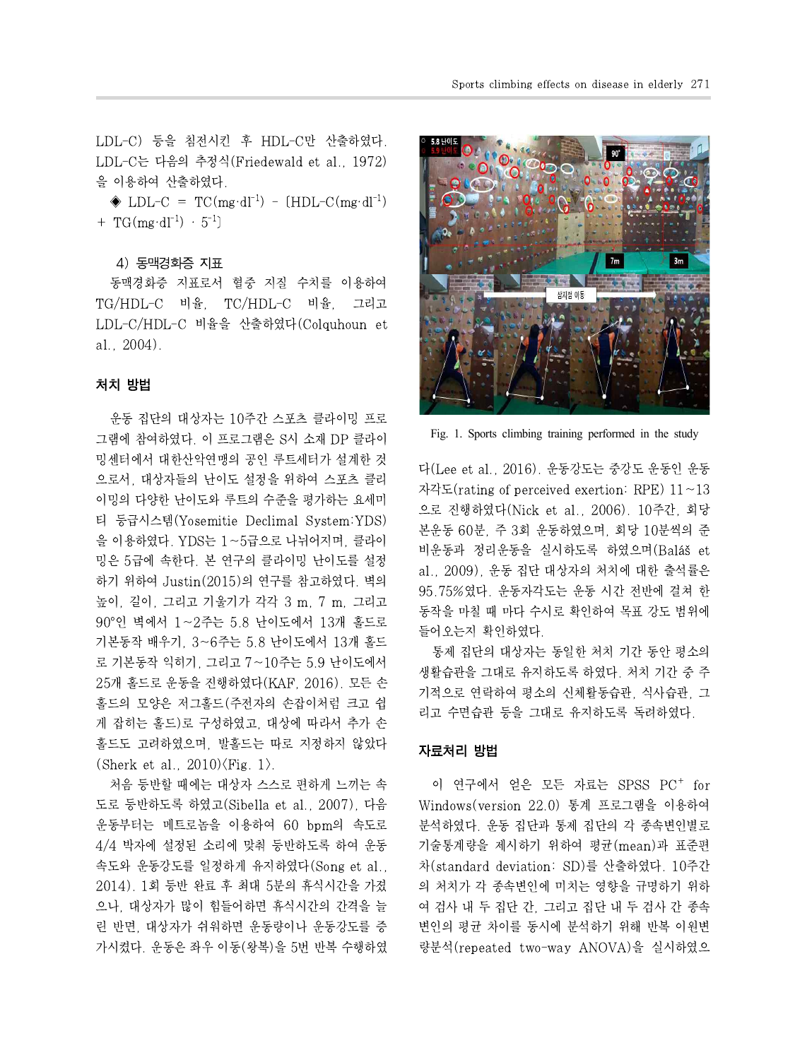LDL-C) 등을 침전시킨 후 HDL-C만 산출하였다. LDL-C는 다음의 추정식(Friedewald et al., 1972)을 이용하여 산출하였다.

◈ LDL-C = TC($mg \cdot dl^{-1}$) - [HDL-C($mg \cdot dl^{-1}$) + TG($mg \cdot dl^{-1}$) $\cdot$ $5^{-1}$]

#### 4) 동맥경화증 지표

동맥경화증 지표로서 혈중 지질 수치를 이용하여 TG/HDL-C 비율, TC/HDL-C 비율, 그리고 LDL-C/HDL-C 비율을 산출하였다(Colquhoun et al., 2004).

### 처치 방법

운동 집단의 대상자는 10주간 스포츠 클라이밍 프로그램에 참여하였다. 이 프로그램은 S시 소재 DP 클라이밍센터에서 대한산악연맹의 공인 루트세터가 설계한 것으로서, 대상자들의 난이도 설정을 위하여 스포츠 클리이밍의 다양한 난이도와 루트의 수준을 평가하는 요세미티 등급시스템(Yosemitie Declimal System:YDS)을 이용하였다. YDS는 1~5급으로 나뉘어지며, 클라이밍은 5급에 속한다. 본 연구의 클라이밍 난이도를 설정하기 위하여 Justin(2015)의 연구를 참고하였다. 벽의 높이, 길이, 그리고 기울기가 각각 3 m, 7 m, 그리고 90°인 벽에서 1~2주는 5.8 난이도에서 13개 홀드로 기본동작 배우기, 3~6주는 5.8 난이도에서 13개 홀드로 기본동작 익히기, 그리고 7~10주는 5.9 난이도에서 25개 홀드로 운동을 진행하였다(KAF, 2016). 모든 손홀드의 모양은 저그홀드(주전자의 손잡이처럼 크고 쉽게 잡히는 홀드)로 구성하였고, 대상에 따라서 추가 손홀드도 고려하였으며, 발홀드는 따로 지정하지 않았다(Sherk et al., 2010)<Fig. 1>.

처음 등반할 때에는 대상자 스스로 편하게 느끼는 속도로 등반하도록 하였고(Sibella et al., 2007), 다음 운동부터는 메트로놈을 이용하여 60 bpm의 속도로 4/4 박자에 설정된 소리에 맞춰 등반하도록 하여 운동속도와 운동강도를 일정하게 유지하였다(Song et al., 2014). 1회 등반 완료 후 최대 5분의 휴식시간을 가졌으나, 대상자가 많이 힘들어하면 휴식시간의 간격을 늘린 반면, 대상자가 쉬워하면 운동량이나 운동강도를 증가시켰다. 운동은 좌우 이동(왕복)을 5번 반복 수행하였다(Lee et al., 2016). 운동강도는 중강도 운동인 운동자각도(rating of perceived exertion: RPE) 11~13으로 진행하였다(Nick et al., 2006). 10주간, 회당 본운동 60분, 주 3회 운동하였으며, 회당 10분씩의 준비운동과 정리운동을 실시하도록 하였으며(Baláš et al., 2009), 운동 집단 대상자의 처치에 대한 출석률은 95.75%였다. 운동자각도는 운동 시간 전반에 걸쳐 한 동작을 마칠 때 마다 수시로 확인하여 목표 강도 범위에 들어오는지 확인하였다.

5.8 난이도
5.9 난이도
90°
7m
3m
삼지점 이동

Fig. 1. Sports climbing training performed in the study

통제 집단의 대상자는 동일한 처치 기간 동안 평소의 생활습관을 그대로 유지하도록 하였다. 처치 기간 중 주기적으로 연락하여 평소의 신체활동습관, 식사습관, 그리고 수면습관 등을 그대로 유지하도록 독려하였다.

### 자료처리 방법

이 연구에서 얻은 모든 자료는 SPSS PC+ for Windows(version 22.0) 통계 프로그램을 이용하여 분석하였다. 운동 집단과 통제 집단의 각 종속변인별로 기술통계량을 제시하기 위하여 평균(mean)과 표준편차(standard deviation: SD)를 산출하였다. 10주간의 처치가 각 종속변인에 미치는 영향을 규명하기 위하여 검사 내 두 집단 간, 그리고 집단 내 두 검사 간 종속변인의 평균 차이를 동시에 분석하기 위해 반복 이원변량분석(repeated two-way ANOVA)을 실시하였으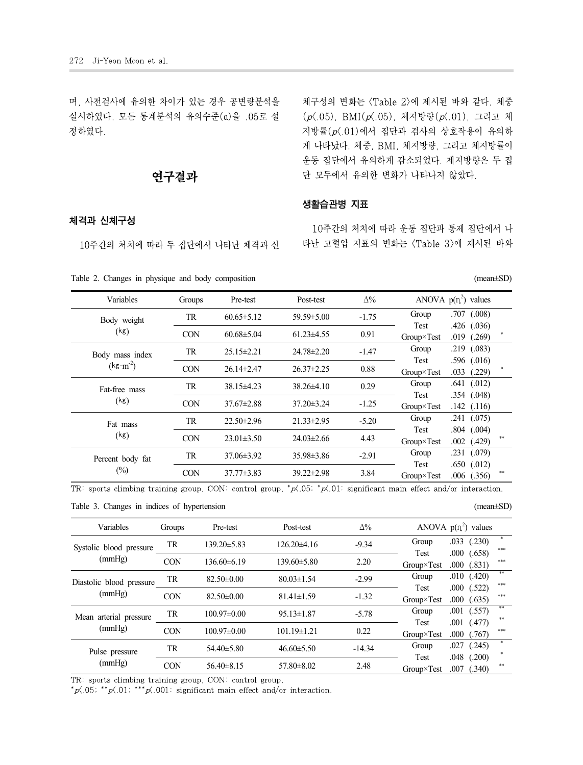며, 사전검사에 유의한 차이가 있는 경우 공변량분석을 실시하였다. 모든 통계분석의 유의수준(α)을 .05로 설정하였다.

# 연구결과

## 체격과 신체구성

10주간의 처치에 따라 두 집단에서 나타난 체격과 신체구성의 변화는 <Table 2>에 제시된 바와 같다. 체중($p$<.05), BMI($p$<.05), 체지방량($p$<.01), 그리고 체지방률($p$<.01)에서 집단과 검사의 상호작용이 유의하게 나타났다. 체중, BMI, 체지방량, 그리고 체지방률이 운동 집단에서 유의하게 감소되었다. 제지방량은 두 집단 모두에서 유의한 변화가 나타나지 않았다.

## 생활습관병 지표

10주간의 처치에 따라 운동 집단과 통제 집단에서 나타난 고혈압 지표의 변화는 <Table 3>에 제시된 바와

Table 2. Changes in physique and body composition (mean±SD)

| Variables | Groups | Pre-test | Post-test | Δ% | ANOVA $p(\eta^2)$ values | |
|---|---|---|---|---|---|---|
| Body weight (㎏) | TR | 60.65±5.12 | 59.59±5.00 | -1.75 | Group | .707 (.008) |
| | | | | | Test | .426 (.036) |
| | CON | 60.68±5.04 | 61.23±4.55 | 0.91 | Group×Test | .019 (.269) * |
| Body mass index (㎏·m$^{-2}$) | TR | 25.15±2.21 | 24.78±2.20 | -1.47 | Group | .219 (.083) |
| | | | | | Test | .596 (.016) |
| | CON | 26.14±2.47 | 26.37±2.25 | 0.88 | Group×Test | .033 (.229) * |
| Fat-free mass (㎏) | TR | 38.15±4.23 | 38.26±4.10 | 0.29 | Group | .641 (.012) |
| | | | | | Test | .354 (.048) |
| | CON | 37.67±2.88 | 37.20±3.24 | -1.25 | Group×Test | .142 (.116) |
| Fat mass (㎏) | TR | 22.50±2.96 | 21.33±2.95 | -5.20 | Group | .241 (.075) |
| | | | | | Test | .804 (.004) |
| | CON | 23.01±3.50 | 24.03±2.66 | 4.43 | Group×Test | .002 (.429) ** |
| Percent body fat (%) | TR | 37.06±3.92 | 35.98±3.86 | -2.91 | Group | .231 (.079) |
| | | | | | Test | .650 (.012) |
| | CON | 37.77±3.83 | 39.22±2.98 | 3.84 | Group×Test | .006 (.356) ** |

TR: sports climbing training group, CON: control group, *$p$<.05; *$p$<.01: significant main effect and/or interaction.

Table 3. Changes in indices of hypertension (mean±SD)

| Variables | Groups | Pre-test | Post-test | Δ% | ANOVA $p(\eta^2)$ values | |
|---|---|---|---|---|---|---|
| Systolic blood pressure (mmHg) | TR | 139.20±5.83 | 126.20±4.16 | -9.34 | Group | .033 (.230) * |
| | | | | | Test | .000 (.658) *** |
| | CON | 136.60±6.19 | 139.60±5.80 | 2.20 | Group×Test | .000 (.831) *** |
| Diastolic blood pressure (mmHg) | TR | 82.50±0.00 | 80.03±1.54 | -2.99 | Group | .010 (.420) ** |
| | | | | | Test | .000 (.522) *** |
| | CON | 82.50±0.00 | 81.41±1.59 | -1.32 | Group×Test | .000 (.635) *** |
| Mean arterial pressure (mmHg) | TR | 100.97±0.00 | 95.13±1.87 | -5.78 | Group | .001 (.557) ** |
| | | | | | Test | .001 (.477) ** |
| | CON | 100.97±0.00 | 101.19±1.21 | 0.22 | Group×Test | .000 (.767) *** |
| Pulse pressure (mmHg) | TR | 54.40±5.80 | 46.60±5.50 | -14.34 | Group | .027 (.245) * |
| | | | | | Test | .048 (.200) * |
| | CON | 56.40±8.15 | 57.80±8.02 | 2.48 | Group×Test | .007 (.340) ** |

TR: sports climbing training group, CON: control group,
*$p$<.05; **$p$<.01; ***$p$<.001: significant main effect and/or interaction.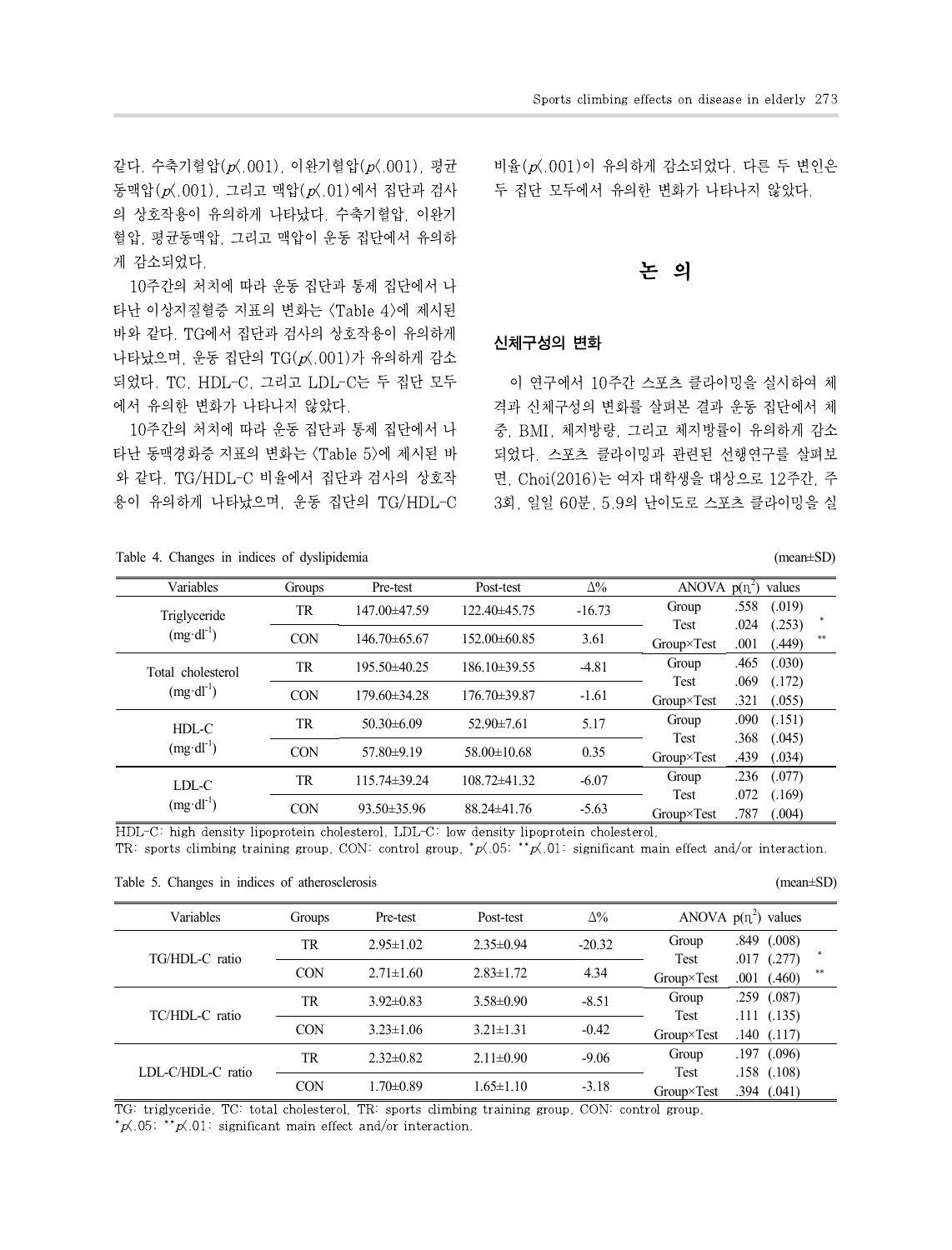같다. 수축기혈압($p$<.001), 이완기혈압($p$<.001), 평균동맥압($p$<.001), 그리고 맥압($p$<.01)에서 집단과 검사의 상호작용이 유의하게 나타났다. 수축기혈압, 이완기혈압, 평균동맥압, 그리고 맥압이 운동 집단에서 유의하게 감소되었다.

10주간의 처치에 따라 운동 집단과 통제 집단에서 나타난 이상지질혈증 지표의 변화는 <Table 4>에 제시된 바와 같다. TG에서 집단과 검사의 상호작용이 유의하게 나타났으며, 운동 집단의 TG($p$<.001)가 유의하게 감소되었다. TC, HDL-C, 그리고 LDL-C는 두 집단 모두에서 유의한 변화가 나타나지 않았다.

10주간의 처치에 따라 운동 집단과 통제 집단에서 나타난 동맥경화증 지표의 변화는 <Table 5>에 제시된 바와 같다. TG/HDL-C 비율에서 집단과 검사의 상호작용이 유의하게 나타났으며, 운동 집단의 TG/HDL-C 비율($p$<.001)이 유의하게 감소되었다. 다른 두 변인은 두 집단 모두에서 유의한 변화가 나타나지 않았다.

## 논 의

### 신체구성의 변화

이 연구에서 10주간 스포츠 클라이밍을 실시하여 체격과 신체구성의 변화를 살펴본 결과 운동 집단에서 체중, BMI, 체지방량, 그리고 체지방률이 유의하게 감소되었다. 스포츠 클라이밍과 관련된 선행연구를 살펴보면, Choi(2016)는 여자 대학생을 대상으로 12주간, 주 3회, 일일 60분, 5.9의 난이도로 스포츠 클라이밍을 실

Table 4. Changes in indices of dyslipidemia (mean±SD)

| Variables | Groups | Pre-test | Post-test | Δ% | ANOVA p($\eta^2$) values | |
|---|---|---|---|---|---|---|
| Triglyceride (mg·dl$^{-1}$) | TR | 147.00±47.59 | 122.40±45.75 | -16.73 | Group | .558 (.019) |
| | | | | | Test | .024 (.253) * |
| | CON | 146.70±65.67 | 152.00±60.85 | 3.61 | Group×Test | .001 (.449) ** |
| Total cholesterol (mg·dl$^{-1}$) | TR | 195.50±40.25 | 186.10±39.55 | -4.81 | Group | .465 (.030) |
| | | | | | Test | .069 (.172) |
| | CON | 179.60±34.28 | 176.70±39.87 | -1.61 | Group×Test | .321 (.055) |
| HDL-C (mg·dl$^{-1}$) | TR | 50.30±6.09 | 52.90±7.61 | 5.17 | Group | .090 (.151) |
| | | | | | Test | .368 (.045) |
| | CON | 57.80±9.19 | 58.00±10.68 | 0.35 | Group×Test | .439 (.034) |
| LDL-C (mg·dl$^{-1}$) | TR | 115.74±39.24 | 108.72±41.32 | -6.07 | Group | .236 (.077) |
| | | | | | Test | .072 (.169) |
| | CON | 93.50±35.96 | 88.24±41.76 | -5.63 | Group×Test | .787 (.004) |

HDL-C: high density lipoprotein cholesterol, LDL-C: low density lipoprotein cholesterol,
TR: sports climbing training group, CON: control group, *$p$<.05; **$p$<.01: significant main effect and/or interaction.

Table 5. Changes in indices of atherosclerosis (mean±SD)

| Variables | Groups | Pre-test | Post-test | Δ% | ANOVA p($\eta^2$) values | |
|---|---|---|---|---|---|---|
| TG/HDL-C ratio | TR | 2.95±1.02 | 2.35±0.94 | -20.32 | Group | .849 (.008) |
| | | | | | Test | .017 (.277) * |
| | CON | 2.71±1.60 | 2.83±1.72 | 4.34 | Group×Test | .001 (.460) ** |
| TC/HDL-C ratio | TR | 3.92±0.83 | 3.58±0.90 | -8.51 | Group | .259 (.087) |
| | | | | | Test | .111 (.135) |
| | CON | 3.23±1.06 | 3.21±1.31 | -0.42 | Group×Test | .140 (.117) |
| LDL-C/HDL-C ratio | TR | 2.32±0.82 | 2.11±0.90 | -9.06 | Group | .197 (.096) |
| | | | | | Test | .158 (.108) |
| | CON | 1.70±0.89 | 1.65±1.10 | -3.18 | Group×Test | .394 (.041) |

TG: triglyceride, TC: total cholesterol, TR: sports climbing training group, CON: control group,
*$p$<.05; **$p$<.01: significant main effect and/or interaction.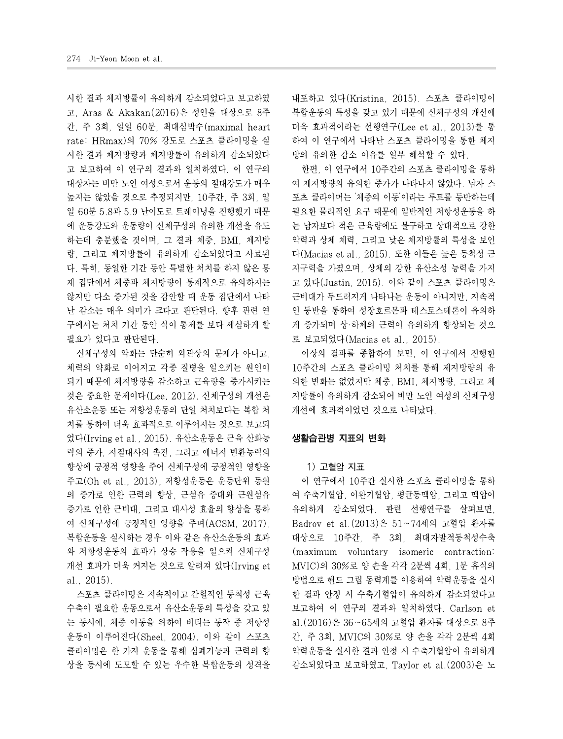시한 결과 체지방률이 유의하게 감소되었다고 보고하였고, Aras & Akakan(2016)은 성인을 대상으로 8주간, 주 3회, 일일 60분, 최대심박수(maximal heart rate: HRmax)의 70% 강도로 스포츠 클라이밍을 실시한 결과 체지방량과 체지방률이 유의하게 감소되었다고 보고하여 이 연구의 결과와 일치하였다. 이 연구의 대상자는 비만 노인 여성으로서 운동의 절대강도가 매우 높지는 않았을 것으로 추정되지만, 10주간, 주 3회, 일일 60분 5.8과 5.9 난이도로 트레이닝을 진행했기 때문에 운동강도와 운동량이 신체구성의 유의한 개선을 유도하는데 충분했을 것이며, 그 결과 체중, BMI, 체지방량, 그리고 체지방률이 유의하게 감소되었다고 사료된다. 특히, 동일한 기간 동안 특별한 처치를 하지 않은 통제 집단에서 체중과 체지방량이 통계적으로 유의하지는 않지만 다소 증가된 것을 감안할 때 운동 집단에서 나타난 감소는 매우 의미가 크다고 판단된다. 향후 관련 연구에서는 처치 기간 동안 식이 통제를 보다 세심하게 할 필요가 있다고 판단된다.

신체구성의 악화는 단순히 외관상의 문제가 아니고, 체력의 약화로 이어지고 각종 질병을 일으키는 원인이 되기 때문에 체지방량을 감소하고 근육량을 증가시키는 것은 중요한 문제이다(Lee, 2012). 신체구성의 개선은 유산소운동 또는 저항성운동의 단일 처치보다는 복합 처치를 통하여 더욱 효과적으로 이루어지는 것으로 보고되었다(Irving et al., 2015). 유산소운동은 근육 산화능력의 증가, 지질대사의 촉진, 그리고 에너지 변환능력의 향상에 긍정적 영향을 주어 신체구성에 긍정적인 영향을 주고(Oh et al., 2013), 저항성운동은 운동단위 동원의 증가로 인한 근력의 향상, 근섬유 증대와 근원섬유 증가로 인한 근비대, 그리고 대사성 효율의 향상을 통하여 신체구성에 긍정적인 영향을 주며(ACSM, 2017), 복합운동을 실시하는 경우 이와 같은 유산소운동의 효과와 저항성운동의 효과가 상승 작용을 일으켜 신체구성 개선 효과가 더욱 커지는 것으로 알려져 있다(Irving et al., 2015).

스포츠 클라이밍은 지속적이고 간헐적인 등척성 근육 수축이 필요한 운동으로서 유산소운동의 특성을 갖고 있는 동시에, 체중 이동을 위하여 버티는 동작 중 저항성 운동이 이루어진다(Sheel, 2004). 이와 같이 스포츠 클라이밍은 한 가지 운동을 통해 심폐기능과 근력의 향상을 동시에 도모할 수 있는 우수한 복합운동의 성격을 내포하고 있다(Kristina, 2015). 스포츠 클라이밍이 복합운동의 특성을 갖고 있기 때문에 신체구성의 개선에 더욱 효과적이라는 선행연구(Lee et al., 2013)를 통하여 이 연구에서 나타난 스포츠 클라이밍을 통한 체지방의 유의한 감소 이유를 일부 해석할 수 있다.

한편, 이 연구에서 10주간의 스포츠 클라이밍을 통하여 제지방량의 유의한 증가가 나타나지 않았다. 남자 스포츠 클라이머는 '체중의 이동'이라는 루트를 등반하는데 필요한 물리적인 요구 때문에 일반적인 저항성운동을 하는 남자보다 적은 근육량에도 불구하고 상대적으로 강한 악력과 상체 체력, 그리고 낮은 체지방률의 특성을 보인다(Macias et al., 2015). 또한 이들은 높은 등척성 근지구력을 가졌으며, 상체의 강한 유산소성 능력을 가지고 있다(Justin, 2015). 이와 같이 스포츠 클라이밍은 근비대가 두드러지게 나타나는 운동이 아니지만, 지속적인 등반을 통하여 성장호르몬과 테스토스테론이 유의하게 증가되며 상·하체의 근력이 유의하게 향상되는 것으로 보고되었다(Macias et al., 2015).

이상의 결과를 종합하여 보면, 이 연구에서 진행한 10주간의 스포츠 클라이밍 처치를 통해 제지방량의 유의한 변화는 없었지만 체중, BMI, 체지방량, 그리고 체지방률이 유의하게 감소되어 비만 노인 여성의 신체구성 개선에 효과적이었던 것으로 나타났다.

## 생활습관병 지표의 변화

### 1) 고혈압 지표

이 연구에서 10주간 실시한 스포츠 클라이밍을 통하여 수축기혈압, 이완기혈압, 평균동맥압, 그리고 맥압이 유의하게 감소되었다. 관련 선행연구를 살펴보면, Badrov et al.(2013)은 51~74세의 고혈압 환자를 대상으로 10주간, 주 3회, 최대자발적등척성수축(maximum voluntary isomeric contraction: MVIC)의 30%로 양 손을 각각 2분씩 4회, 1분 휴식의 방법으로 핸드 그립 동력계를 이용하여 악력운동을 실시한 결과 안정 시 수축기혈압이 유의하게 감소되었다고 보고하여 이 연구의 결과와 일치하였다. Carlson et al.(2016)은 36~65세의 고혈압 환자를 대상으로 8주간, 주 3회, MVIC의 30%로 양 손을 각각 2분씩 4회 악력운동을 실시한 결과 안정 시 수축기혈압이 유의하게 감소되었다고 보고하였고, Taylor et al.(2003)은 노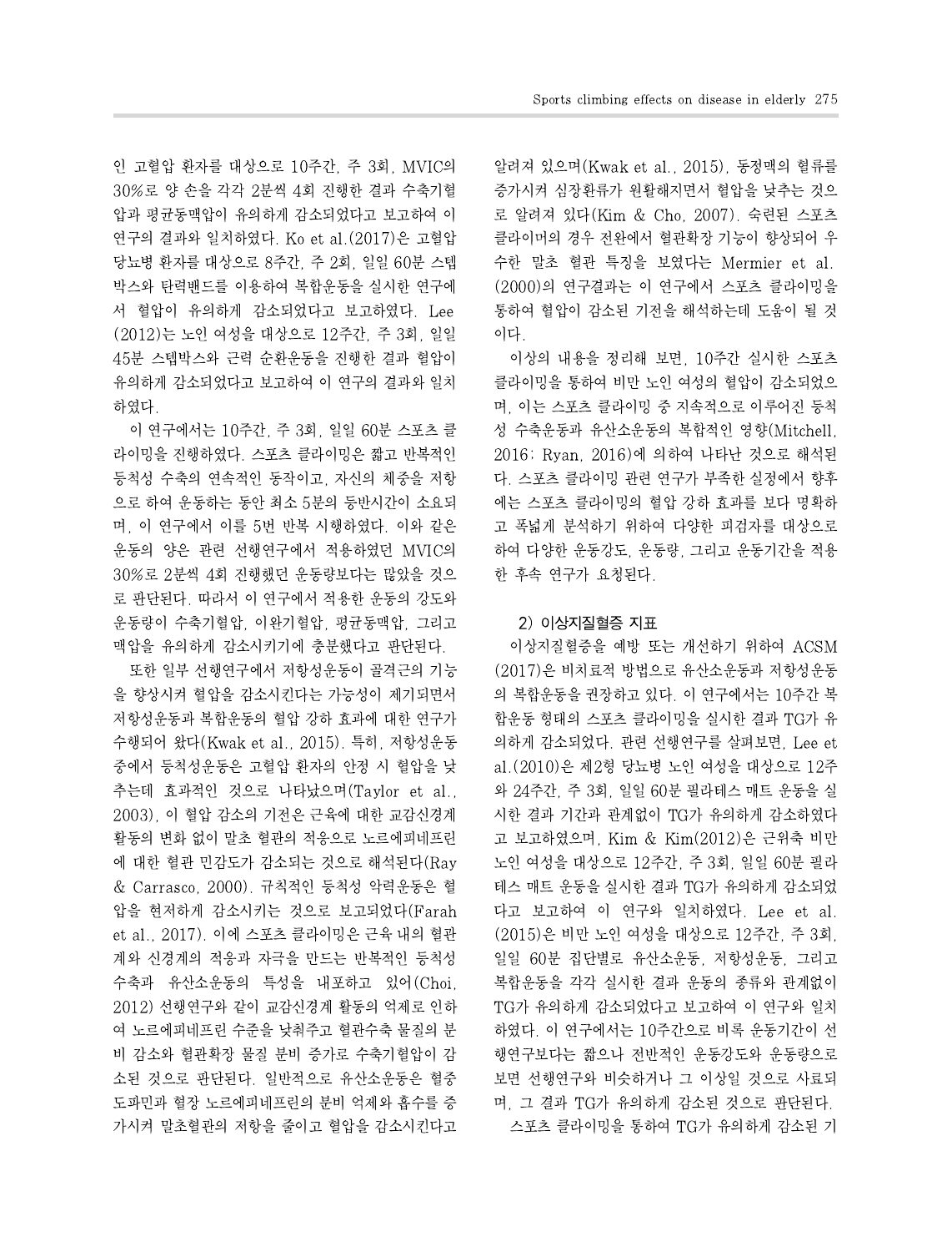인 고혈압 환자를 대상으로 10주간, 주 3회, MVIC의 30%로 양 손을 각각 2분씩 4회 진행한 결과 수축기혈압과 평균동맥압이 유의하게 감소되었다고 보고하여 이 연구의 결과와 일치하였다. Ko et al.(2017)은 고혈압 당뇨병 환자를 대상으로 8주간, 주 2회, 일일 60분 스텝박스와 탄력밴드를 이용하여 복합운동을 실시한 연구에서 혈압이 유의하게 감소되었다고 보고하였다. Lee (2012)는 노인 여성을 대상으로 12주간, 주 3회, 일일 45분 스텝박스와 근력 순환운동을 진행한 결과 혈압이 유의하게 감소되었다고 보고하여 이 연구의 결과와 일치하였다.

이 연구에서는 10주간, 주 3회, 일일 60분 스포츠 클라이밍을 진행하였다. 스포츠 클라이밍은 짧고 반복적인 등척성 수축의 연속적인 동작이고, 자신의 체중을 저항으로 하여 운동하는 동안 최소 5분의 등반시간이 소요되며, 이 연구에서 이를 5번 반복 시행하였다. 이와 같은 운동의 양은 관련 선행연구에서 적용하였던 MVIC의 30%로 2분씩 4회 진행했던 운동량보다는 많았을 것으로 판단된다. 따라서 이 연구에서 적용한 운동의 강도와 운동량이 수축기혈압, 이완기혈압, 평균동맥압, 그리고 맥압을 유의하게 감소시키기에 충분했다고 판단된다.

또한 일부 선행연구에서 저항성운동이 골격근의 기능을 향상시켜 혈압을 감소시킨다는 가능성이 제기되면서 저항성운동과 복합운동의 혈압 강하 효과에 대한 연구가 수행되어 왔다(Kwak et al., 2015). 특히, 저항성운동 중에서 등척성운동은 고혈압 환자의 안정 시 혈압을 낮추는데 효과적인 것으로 나타났으며(Taylor et al., 2003), 이 혈압 감소의 기전은 근육에 대한 교감신경계 활동의 변화 없이 말초 혈관의 적응으로 노르에피네프린에 대한 혈관 민감도가 감소되는 것으로 해석된다(Ray & Carrasco, 2000). 규칙적인 등척성 악력운동은 혈압을 현저하게 감소시키는 것으로 보고되었다(Farah et al., 2017). 이에 스포츠 클라이밍은 근육 내의 혈관계와 신경계의 적응과 자극을 만드는 반복적인 등척성 수축과 유산소운동의 특성을 내포하고 있어(Choi, 2012) 선행연구와 같이 교감신경계 활동의 억제로 인하여 노르에피네프린 수준을 낮춰주고 혈관수축 물질의 분비 감소와 혈관확장 물질 분비 증가로 수축기혈압이 감소된 것으로 판단된다. 일반적으로 유산소운동은 혈중 도파민과 혈장 노르에피네프린의 분비 억제와 흡수를 증가시켜 말초혈관의 저항을 줄이고 혈압을 감소시킨다고 알려져 있으며(Kwak et al., 2015), 동정맥의 혈류를 증가시켜 심장환류가 원활해지면서 혈압을 낮추는 것으로 알려져 있다(Kim & Cho, 2007). 숙련된 스포츠 클라이머의 경우 전완에서 혈관확장 기능이 향상되어 우수한 말초 혈관 특징을 보였다는 Mermier et al. (2000)의 연구결과는 이 연구에서 스포츠 클라이밍을 통하여 혈압이 감소된 기전을 해석하는데 도움이 될 것이다.

이상의 내용을 정리해 보면, 10주간 실시한 스포츠 클라이밍을 통하여 비만 노인 여성의 혈압이 감소되었으며, 이는 스포츠 클라이밍 중 지속적으로 이루어진 등척성 수축운동과 유산소운동의 복합적인 영향(Mitchell, 2016; Ryan, 2016)에 의하여 나타난 것으로 해석된다. 스포츠 클라이밍 관련 연구가 부족한 실정에서 향후에는 스포츠 클라이밍의 혈압 강하 효과를 보다 명확하고 폭넓게 분석하기 위하여 다양한 피검자를 대상으로 하여 다양한 운동강도, 운동량, 그리고 운동기간을 적용한 후속 연구가 요청된다.

### 2) 이상지질혈증 지표

이상지질혈증을 예방 또는 개선하기 위하여 ACSM (2017)은 비치료적 방법으로 유산소운동과 저항성운동의 복합운동을 권장하고 있다. 이 연구에서는 10주간 복합운동 형태의 스포츠 클라이밍을 실시한 결과 TG가 유의하게 감소되었다. 관련 선행연구를 살펴보면, Lee et al.(2010)은 제2형 당뇨병 노인 여성을 대상으로 12주와 24주간, 주 3회, 일일 60분 필라테스 매트 운동을 실시한 결과 기간과 관계없이 TG가 유의하게 감소하였다고 보고하였으며, Kim & Kim(2012)은 근위축 비만 노인 여성을 대상으로 12주간, 주 3회, 일일 60분 필라테스 매트 운동을 실시한 결과 TG가 유의하게 감소되었다고 보고하여 이 연구와 일치하였다. Lee et al. (2015)은 비만 노인 여성을 대상으로 12주간, 주 3회, 일일 60분 집단별로 유산소운동, 저항성운동, 그리고 복합운동을 각각 실시한 결과 운동의 종류와 관계없이 TG가 유의하게 감소되었다고 보고하여 이 연구와 일치하였다. 이 연구에서는 10주간으로 비록 운동기간이 선행연구보다는 짧으나 전반적인 운동강도와 운동량으로 보면 선행연구와 비슷하거나 그 이상일 것으로 사료되며, 그 결과 TG가 유의하게 감소된 것으로 판단된다.

스포츠 클라이밍을 통하여 TG가 유의하게 감소된 기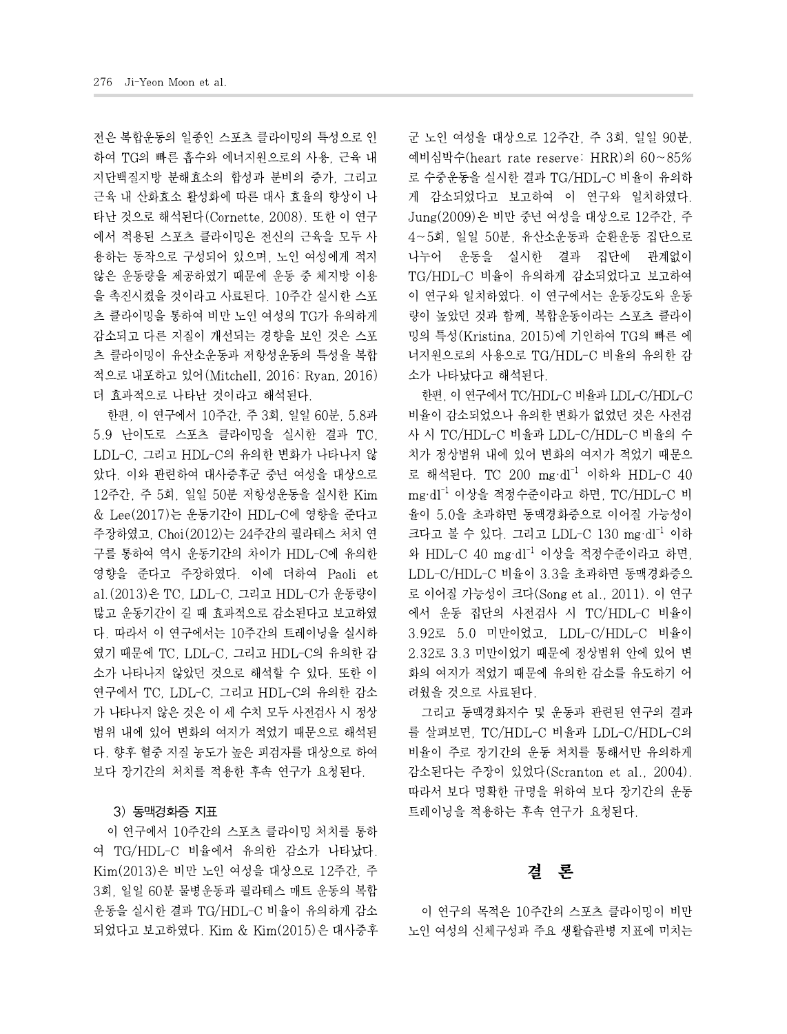전은 복합운동의 일종인 스포츠 클라이밍의 특성으로 인하여 TG의 빠른 흡수와 에너지원으로의 사용, 근육 내 지단백질지방 분해효소의 합성과 분비의 증가, 그리고 근육 내 산화효소 활성화에 따른 대사 효율의 향상이 나타난 것으로 해석된다(Cornette, 2008). 또한 이 연구에서 적용된 스포츠 클라이밍은 전신의 근육을 모두 사용하는 동작으로 구성되어 있으며, 노인 여성에게 적지 않은 운동량을 제공하였기 때문에 운동 중 체지방 이용을 촉진시켰을 것이라고 사료된다. 10주간 실시한 스포츠 클라이밍을 통하여 비만 노인 여성의 TG가 유의하게 감소되고 다른 지질이 개선되는 경향을 보인 것은 스포츠 클라이밍이 유산소운동과 저항성운동의 특성을 복합적으로 내포하고 있어(Mitchell, 2016; Ryan, 2016) 더 효과적으로 나타난 것이라고 해석된다.

한편, 이 연구에서 10주간, 주 3회, 일일 60분, 5.8과 5.9 난이도로 스포츠 클라이밍을 실시한 결과 TC, LDL-C, 그리고 HDL-C의 유의한 변화가 나타나지 않았다. 이와 관련하여 대사증후군 중년 여성을 대상으로 12주간, 주 5회, 일일 50분 저항성운동을 실시한 Kim & Lee(2017)는 운동기간이 HDL-C에 영향을 준다고 주장하였고, Choi(2012)는 24주간의 필라테스 처치 연구를 통하여 역시 운동기간의 차이가 HDL-C에 유의한 영향을 준다고 주장하였다. 이에 더하여 Paoli et al.(2013)은 TC, LDL-C, 그리고 HDL-C가 운동량이 많고 운동기간이 길 때 효과적으로 감소된다고 보고하였다. 따라서 이 연구에서는 10주간의 트레이닝을 실시하였기 때문에 TC, LDL-C, 그리고 HDL-C의 유의한 감소가 나타나지 않았던 것으로 해석할 수 있다. 또한 이 연구에서 TC, LDL-C, 그리고 HDL-C의 유의한 감소가 나타나지 않은 것은 이 세 수치 모두 사전검사 시 정상범위 내에 있어 변화의 여지가 적었기 때문으로 해석된다. 향후 혈중 지질 농도가 높은 피검자를 대상으로 하여 보다 장기간의 처치를 적용한 후속 연구가 요청된다.

### 3) 동맥경화증 지표

이 연구에서 10주간의 스포츠 클라이밍 처치를 통하여 TG/HDL-C 비율에서 유의한 감소가 나타났다. Kim(2013)은 비만 노인 여성을 대상으로 12주간, 주 3회, 일일 60분 물병운동과 필라테스 매트 운동의 복합운동을 실시한 결과 TG/HDL-C 비율이 유의하게 감소되었다고 보고하였다. Kim & Kim(2015)은 대사증후군 노인 여성을 대상으로 12주간, 주 3회, 일일 90분, 예비심박수(heart rate reserve: HRR)의 60~85%로 수중운동을 실시한 결과 TG/HDL-C 비율이 유의하게 감소되었다고 보고하여 이 연구와 일치하였다. Jung(2009)은 비만 중년 여성을 대상으로 12주간, 주 4~5회, 일일 50분, 유산소운동과 순환운동 집단으로 나누어 운동을 실시한 결과 집단에 관계없이 TG/HDL-C 비율이 유의하게 감소되었다고 보고하여 이 연구와 일치하였다. 이 연구에서는 운동강도와 운동량이 높았던 것과 함께, 복합운동이라는 스포츠 클라이밍의 특성(Kristina, 2015)에 기인하여 TG의 빠른 에너지원으로의 사용으로 TG/HDL-C 비율의 유의한 감소가 나타났다고 해석된다.

한편, 이 연구에서 TC/HDL-C 비율과 LDL-C/HDL-C 비율이 감소되었으나 유의한 변화가 없었던 것은 사전검사 시 TC/HDL-C 비율과 LDL-C/HDL-C 비율의 수치가 정상범위 내에 있어 변화의 여지가 적었기 때문으로 해석된다. TC 200 $mg \cdot dl^{-1}$ 이하와 HDL-C 40 $mg \cdot dl^{-1}$ 이상을 적정수준이라고 하면, TC/HDL-C 비율이 5.0을 초과하면 동맥경화증으로 이어질 가능성이 크다고 볼 수 있다. 그리고 LDL-C 130 $mg \cdot dl^{-1}$ 이하와 HDL-C 40 $mg \cdot dl^{-1}$ 이상을 적정수준이라고 하면, LDL-C/HDL-C 비율이 3.3을 초과하면 동맥경화증으로 이어질 가능성이 크다(Song et al., 2011). 이 연구에서 운동 집단의 사전검사 시 TC/HDL-C 비율이 3.92로 5.0 미만이었고, LDL-C/HDL-C 비율이 2.32로 3.3 미만이었기 때문에 정상범위 안에 있어 변화의 여지가 적었기 때문에 유의한 감소를 유도하기 어려웠을 것으로 사료된다.

그리고 동맥경화지수 및 운동과 관련된 연구의 결과를 살펴보면, TC/HDL-C 비율과 LDL-C/HDL-C의 비율이 주로 장기간의 운동 처치를 통해서만 유의하게 감소된다는 주장이 있었다(Scranton et al., 2004). 따라서 보다 명확한 규명을 위하여 보다 장기간의 운동 트레이닝을 적용하는 후속 연구가 요청된다.

## 결 론

이 연구의 목적은 10주간의 스포츠 클라이밍이 비만 노인 여성의 신체구성과 주요 생활습관병 지표에 미치는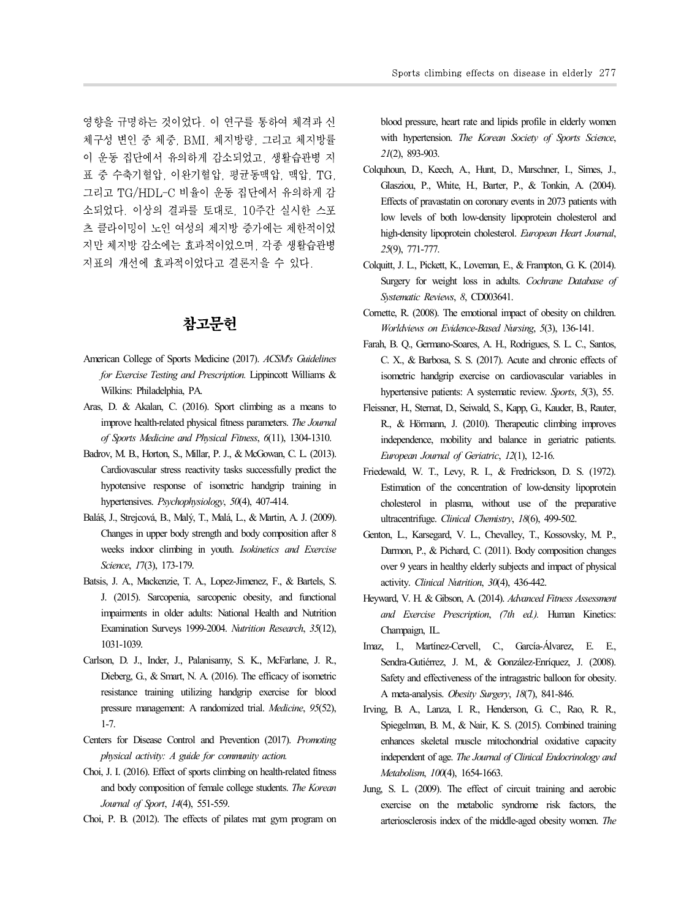영향을 규명하는 것이었다. 이 연구를 통하여 체격과 신체구성 변인 중 체중, BMI, 체지방량, 그리고 체지방률이 운동 집단에서 유의하게 감소되었고, 생활습관병 지표 중 수축기혈압, 이완기혈압, 평균동맥압, 맥압, TG, 그리고 TG/HDL-C 비율이 운동 집단에서 유의하게 감소되었다. 이상의 결과를 토대로, 10주간 실시한 스포츠 클라이밍이 노인 여성의 제지방 증가에는 제한적이었지만 체지방 감소에는 효과적이었으며, 각종 생활습관병 지표의 개선에 효과적이었다고 결론지을 수 있다.

## 참고문헌

American College of Sports Medicine (2017). *ACSM's Guidelines for Exercise Testing and Prescription.* Lippincott Williams & Wilkins: Philadelphia, PA.

Aras, D. & Akalan, C. (2016). Sport climbing as a means to improve health-related physical fitness parameters. *The Journal of Sports Medicine and Physical Fitness*, *6*(11), 1304-1310.

Badrov, M. B., Horton, S., Millar, P. J., & McGowan, C. L. (2013). Cardiovascular stress reactivity tasks successfully predict the hypotensive response of isometric handgrip training in hypertensives. *Psychophysiology*, *50*(4), 407-414.

Baláš, J., Strejcová, B., Malý, T., Malá, L., & Martin, A. J. (2009). Changes in upper body strength and body composition after 8 weeks indoor climbing in youth. *Isokinetics and Exercise Science*, *17*(3), 173-179.

Batsis, J. A., Mackenzie, T. A., Lopez-Jimenez, F., & Bartels, S. J. (2015). Sarcopenia, sarcopenic obesity, and functional impairments in older adults: National Health and Nutrition Examination Surveys 1999-2004. *Nutrition Research*, *35*(12), 1031-1039.

Carlson, D. J., Inder, J., Palanisamy, S. K., McFarlane, J. R., Dieberg, G., & Smart, N. A. (2016). The efficacy of isometric resistance training utilizing handgrip exercise for blood pressure management: A randomized trial. *Medicine*, *95*(52), 1-7.

Centers for Disease Control and Prevention (2017). *Promoting physical activity: A guide for community action.*

Choi, J. I. (2016). Effect of sports climbing on health-related fitness and body composition of female college students. *The Korean Journal of Sport*, *14*(4), 551-559.

Choi, P. B. (2012). The effects of pilates mat gym program on blood pressure, heart rate and lipids profile in elderly women with hypertension. *The Korean Society of Sports Science*, *21*(2), 893-903.

Colquhoun, D., Keech, A., Hunt, D., Marschner, I., Simes, J., Glasziou, P., White, H., Barter, P., & Tonkin, A. (2004). Effects of pravastatin on coronary events in 2073 patients with low levels of both low-density lipoprotein cholesterol and high-density lipoprotein cholesterol. *European Heart Journal*, *25*(9), 771-777.

Colquitt, J. L., Pickett, K., Loveman, E., & Frampton, G. K. (2014). Surgery for weight loss in adults. *Cochrane Database of Systematic Reviews*, *8*, CD003641.

Cornette, R. (2008). The emotional impact of obesity on children. *Worldviews on Evidence-Based Nursing*, *5*(3), 136-141.

Farah, B. Q., Germano-Soares, A. H., Rodrigues, S. L. C., Santos, C. X., & Barbosa, S. S. (2017). Acute and chronic effects of isometric handgrip exercise on cardiovascular variables in hypertensive patients: A systematic review. *Sports*, *5*(3), 55.

Fleissner, H., Sternat, D., Seiwald, S., Kapp, G., Kauder, B., Rauter, R., & Hörmann, J. (2010). Therapeutic climbing improves independence, mobility and balance in geriatric patients. *European Journal of Geriatric*, *12*(1), 12-16.

Friedewald, W. T., Levy, R. I., & Fredrickson, D. S. (1972). Estimation of the concentration of low-density lipoprotein cholesterol in plasma, without use of the preparative ultracentrifuge. *Clinical Chemistry*, *18*(6), 499-502.

Genton, L., Karsegard, V. L., Chevalley, T., Kossovsky, M. P., Darmon, P., & Pichard, C. (2011). Body composition changes over 9 years in healthy elderly subjects and impact of physical activity. *Clinical Nutrition*, *30*(4), 436-442.

Heyward, V. H. & Gibson, A. (2014). *Advanced Fitness Assessment and Exercise Prescription, (7th ed.).* Human Kinetics: Champaign, IL.

Imaz, I., Martínez-Cervell, C., García-Álvarez, E. E., Sendra-Gutiérrez, J. M., & González-Enríquez, J. (2008). Safety and effectiveness of the intragastric balloon for obesity. A meta-analysis. *Obesity Surgery*, *18*(7), 841-846.

Irving, B. A., Lanza, I. R., Henderson, G. C., Rao, R. R., Spiegelman, B. M., & Nair, K. S. (2015). Combined training enhances skeletal muscle mitochondrial oxidative capacity independent of age. *The Journal of Clinical Endocrinology and Metabolism*, *100*(4), 1654-1663.

Jung, S. L. (2009). The effect of circuit training and aerobic exercise on the metabolic syndrome risk factors, the arteriosclerosis index of the middle-aged obesity women. *The*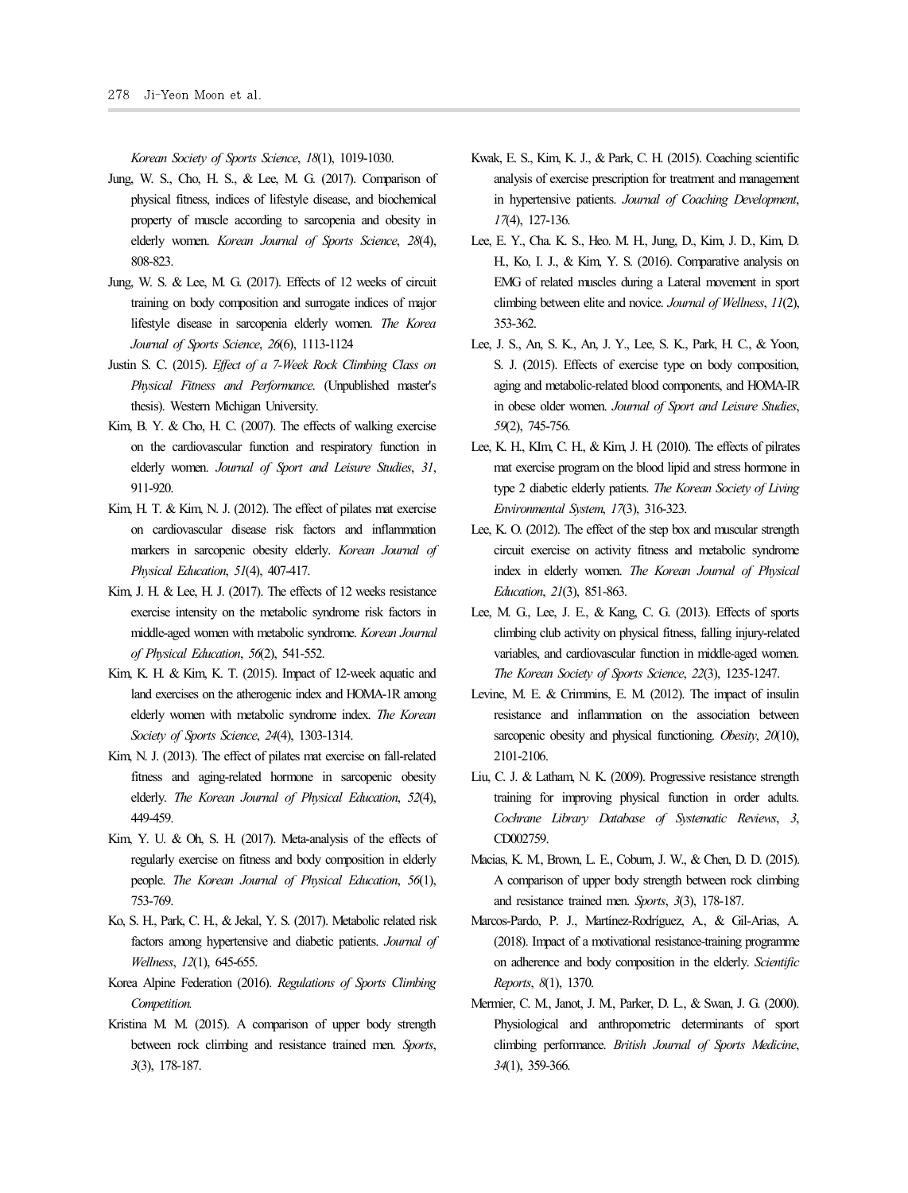*Korean Society of Sports Science*, *18*(1), 1019-1030.

Jung, W. S., Cho, H. S., & Lee, M. G. (2017). Comparison of physical fitness, indices of lifestyle disease, and biochemical property of muscle according to sarcopenia and obesity in elderly women. *Korean Journal of Sports Science*, *28*(4), 808-823.

Jung, W. S. & Lee, M. G. (2017). Effects of 12 weeks of circuit training on body composition and surrogate indices of major lifestyle disease in sarcopenia elderly women. *The Korea Journal of Sports Science*, *26*(6), 1113-1124

Justin S. C. (2015). *Effect of a 7-Week Rock Climbing Class on Physical Fitness and Performance*. (Unpublished master's thesis). Western Michigan University.

Kim, B. Y. & Cho, H. C. (2007). The effects of walking exercise on the cardiovascular function and respiratory function in elderly women. *Journal of Sport and Leisure Studies*, *31*, 911-920.

Kim, H. T. & Kim, N. J. (2012). The effect of pilates mat exercise on cardiovascular disease risk factors and inflammation markers in sarcopenic obesity elderly. *Korean Journal of Physical Education*, *51*(4), 407-417.

Kim, J. H. & Lee, H. J. (2017). The effects of 12 weeks resistance exercise intensity on the metabolic syndrome risk factors in middle-aged women with metabolic syndrome. *Korean Journal of Physical Education*, *56*(2), 541-552.

Kim, K. H. & Kim, K. T. (2015). Impact of 12-week aquatic and land exercises on the atherogenic index and HOMA-1R among elderly women with metabolic syndrome index. *The Korean Society of Sports Science*, *24*(4), 1303-1314.

Kim, N. J. (2013). The effect of pilates mat exercise on fall-related fitness and aging-related hormone in sarcopenic obesity elderly. *The Korean Journal of Physical Education*, *52*(4), 449-459.

Kim, Y. U. & Oh, S. H. (2017). Meta-analysis of the effects of regularly exercise on fitness and body composition in elderly people. *The Korean Journal of Physical Education*, *56*(1), 753-769.

Ko, S. H., Park, C. H., & Jekal, Y. S. (2017). Metabolic related risk factors among hypertensive and diabetic patients. *Journal of Wellness*, *12*(1), 645-655.

Korea Alpine Federation (2016). *Regulations of Sports Climbing Competition.*

Kristina M. M. (2015). A comparison of upper body strength between rock climbing and resistance trained men. *Sports*, *3*(3), 178-187.

Kwak, E. S., Kim, K. J., & Park, C. H. (2015). Coaching scientific analysis of exercise prescription for treatment and management in hypertensive patients. *Journal of Coaching Development*, *17*(4), 127-136.

Lee, E. Y., Cha. K. S., Heo. M. H., Jung, D., Kim, J. D., Kim, D. H., Ko, I. J., & Kim, Y. S. (2016). Comparative analysis on EMG of related muscles during a Lateral movement in sport climbing between elite and novice. *Journal of Wellness*, *11*(2), 353-362.

Lee, J. S., An, S. K., An, J. Y., Lee, S. K., Park, H. C., & Yoon, S. J. (2015). Effects of exercise type on body composition, aging and metabolic-related blood components, and HOMA-IR in obese older women. *Journal of Sport and Leisure Studies*, *59*(2), 745-756.

Lee, K. H., KIm, C. H., & Kim, J. H. (2010). The effects of pilrates mat exercise program on the blood lipid and stress hormone in type 2 diabetic elderly patients. *The Korean Society of Living Environmental System*, *17*(3), 316-323.

Lee, K. O. (2012). The effect of the step box and muscular strength circuit exercise on activity fitness and metabolic syndrome index in elderly women. *The Korean Journal of Physical Education*, *21*(3), 851-863.

Lee, M. G., Lee, J. E., & Kang, C. G. (2013). Effects of sports climbing club activity on physical fitness, falling injury-related variables, and cardiovascular function in middle-aged women. *The Korean Society of Sports Science*, *22*(3), 1235-1247.

Levine, M. E. & Crimmins, E. M. (2012). The impact of insulin resistance and inflammation on the association between sarcopenic obesity and physical functioning. *Obesity*, *20*(10), 2101-2106.

Liu, C. J. & Latham, N. K. (2009). Progressive resistance strength training for improving physical function in order adults. *Cochrane Library Database of Systematic Reviews*, *3*, CD002759.

Macias, K. M., Brown, L. E., Coburn, J. W., & Chen, D. D. (2015). A comparison of upper body strength between rock climbing and resistance trained men. *Sports*, *3*(3), 178-187.

Marcos-Pardo, P. J., Martínez-Rodríguez, A., & Gil-Arias, A. (2018). Impact of a motivational resistance-training programme on adherence and body composition in the elderly. *Scientific Reports*, *8*(1), 1370.

Mermier, C. M., Janot, J. M., Parker, D. L., & Swan, J. G. (2000). Physiological and anthropometric determinants of sport climbing performance. *British Journal of Sports Medicine*, *34*(1), 359-366.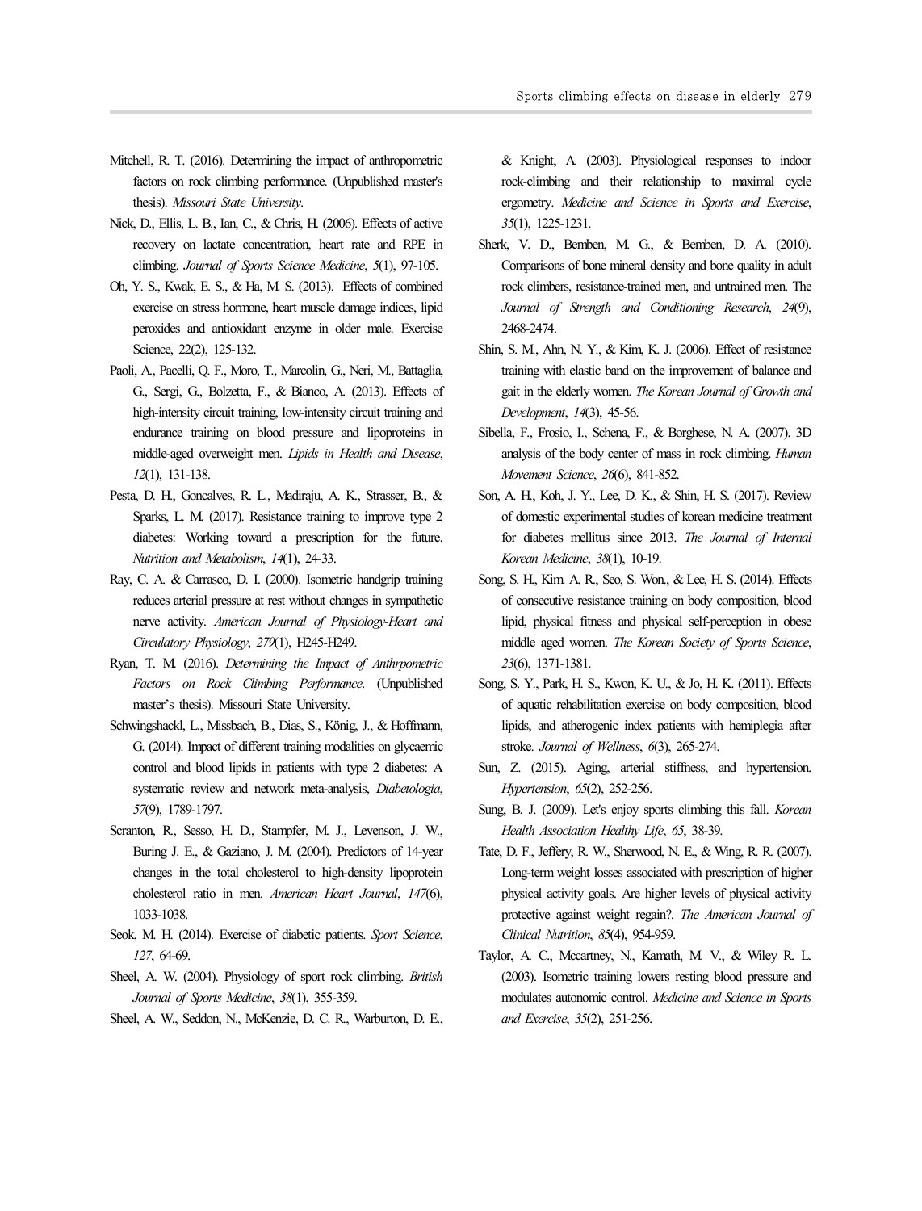Mitchell, R. T. (2016). Determining the impact of anthropometric factors on rock climbing performance. (Unpublished master's thesis). *Missouri State University*.

Nick, D., Ellis, L. B., Ian, C., & Chris, H. (2006). Effects of active recovery on lactate concentration, heart rate and RPE in climbing. *Journal of Sports Science Medicine*, *5*(1), 97-105.

Oh, Y. S., Kwak, E. S., & Ha, M. S. (2013). Effects of combined exercise on stress hormone, heart muscle damage indices, lipid peroxides and antioxidant enzyme in older male. Exercise Science, 22(2), 125-132.

Paoli, A., Pacelli, Q. F., Moro, T., Marcolin, G., Neri, M., Battaglia, G., Sergi, G., Bolzetta, F., & Bianco, A. (2013). Effects of high-intensity circuit training, low-intensity circuit training and endurance training on blood pressure and lipoproteins in middle-aged overweight men. *Lipids in Health and Disease*, *12*(1), 131-138.

Pesta, D. H., Goncalves, R. L., Madiraju, A. K., Strasser, B., & Sparks, L. M. (2017). Resistance training to improve type 2 diabetes: Working toward a prescription for the future. *Nutrition and Metabolism*, *14*(1), 24-33.

Ray, C. A. & Carrasco, D. I. (2000). Isometric handgrip training reduces arterial pressure at rest without changes in sympathetic nerve activity. *American Journal of Physiology-Heart and Circulatory Physiology*, *279*(1), H245-H249.

Ryan, T. M. (2016). *Determining the Impact of Anthrpometric Factors on Rock Climbing Performance*. (Unpublished master's thesis). Missouri State University.

Schwingshackl, L., Missbach, B., Dias, S., König, J., & Hoffmann, G. (2014). Impact of different training modalities on glycaemic control and blood lipids in patients with type 2 diabetes: A systematic review and network meta-analysis, *Diabetologia*, *57*(9), 1789-1797.

Scranton, R., Sesso, H. D., Stampfer, M. J., Levenson, J. W., Buring J. E., & Gaziano, J. M. (2004). Predictors of 14-year changes in the total cholesterol to high-density lipoprotein cholesterol ratio in men. *American Heart Journal*, *147*(6), 1033-1038.

Seok, M. H. (2014). Exercise of diabetic patients. *Sport Science*, *127*, 64-69.

Sheel, A. W. (2004). Physiology of sport rock climbing. *British Journal of Sports Medicine*, *38*(1), 355-359.

Sheel, A. W., Seddon, N., McKenzie, D. C. R., Warburton, D. E., & Knight, A. (2003). Physiological responses to indoor rock-climbing and their relationship to maximal cycle ergometry. *Medicine and Science in Sports and Exercise*, *35*(1), 1225-1231.

Sherk, V. D., Bemben, M. G., & Bemben, D. A. (2010). Comparisons of bone mineral density and bone quality in adult rock climbers, resistance-trained men, and untrained men. The *Journal of Strength and Conditioning Research*, *24*(9), 2468-2474.

Shin, S. M., Ahn, N. Y., & Kim, K. J. (2006). Effect of resistance training with elastic band on the improvement of balance and gait in the elderly women. *The Korean Journal of Growth and Development*, *14*(3), 45-56.

Sibella, F., Frosio, I., Schena, F., & Borghese, N. A. (2007). 3D analysis of the body center of mass in rock climbing. *Human Movement Science*, *26*(6), 841-852.

Son, A. H., Koh, J. Y., Lee, D. K., & Shin, H. S. (2017). Review of domestic experimental studies of korean medicine treatment for diabetes mellitus since 2013. *The Journal of Internal Korean Medicine*, *38*(1), 10-19.

Song, S. H., Kim. A. R., Seo, S. Won., & Lee, H. S. (2014). Effects of consecutive resistance training on body composition, blood lipid, physical fitness and physical self-perception in obese middle aged women. *The Korean Society of Sports Science*, *23*(6), 1371-1381.

Song, S. Y., Park, H. S., Kwon, K. U., & Jo, H. K. (2011). Effects of aquatic rehabilitation exercise on body composition, blood lipids, and atherogenic index patients with hemiplegia after stroke. *Journal of Wellness*, *6*(3), 265-274.

Sun, Z. (2015). Aging, arterial stiffness, and hypertension. *Hypertension*, *65*(2), 252-256.

Sung, B. J. (2009). Let's enjoy sports climbing this fall. *Korean Health Association Healthy Life*, *65*, 38-39.

Tate, D. F., Jeffery, R. W., Sherwood, N. E., & Wing, R. R. (2007). Long-term weight losses associated with prescription of higher physical activity goals. Are higher levels of physical activity protective against weight regain?. *The American Journal of Clinical Nutrition*, *85*(4), 954-959.

Taylor, A. C., Mccartney, N., Kamath, M. V., & Wiley R. L. (2003). Isometric training lowers resting blood pressure and modulates autonomic control. *Medicine and Science in Sports and Exercise*, *35*(2), 251-256.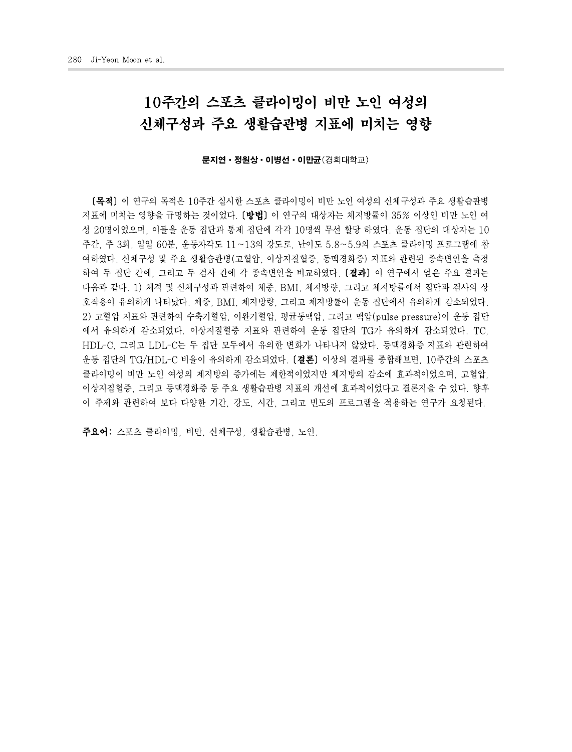# 10주간의 스포츠 클라이밍이 비만 노인 여성의 신체구성과 주요 생활습관병 지표에 미치는 영향

**문지연 · 정원상 · 이병선 · 이만균**(경희대학교)

**〔목적〕** 이 연구의 목적은 10주간 실시한 스포츠 클라이밍이 비만 노인 여성의 신체구성과 주요 생활습관병 지표에 미치는 영향을 규명하는 것이었다. **〔방법〕** 이 연구의 대상자는 체지방률이 35% 이상인 비만 노인 여성 20명이었으며, 이들을 운동 집단과 통제 집단에 각각 10명씩 무선 할당 하였다. 운동 집단의 대상자는 10주간, 주 3회, 일일 60분, 운동자각도 11~13의 강도로, 난이도 5.8~5.9의 스포츠 클라이밍 프로그램에 참여하였다. 신체구성 및 주요 생활습관병(고혈압, 이상지질혈증, 동맥경화증) 지표와 관련된 종속변인을 측정하여 두 집단 간에, 그리고 두 검사 간에 각 종속변인을 비교하였다. **〔결과〕** 이 연구에서 얻은 주요 결과는 다음과 같다. 1) 체격 및 신체구성과 관련하여 체중, BMI, 체지방량, 그리고 체지방률에서 집단과 검사의 상호작용이 유의하게 나타났다. 체중, BMI, 체지방량, 그리고 체지방률이 운동 집단에서 유의하게 감소되었다. 2) 고혈압 지표와 관련하여 수축기혈압, 이완기혈압, 평균동맥압, 그리고 맥압(pulse pressure)이 운동 집단에서 유의하게 감소되었다. 이상지질혈증 지표와 관련하여 운동 집단의 TG가 유의하게 감소되었다. TC, HDL-C, 그리고 LDL-C는 두 집단 모두에서 유의한 변화가 나타나지 않았다. 동맥경화증 지표와 관련하여 운동 집단의 TG/HDL-C 비율이 유의하게 감소되었다. **〔결론〕** 이상의 결과를 종합해보면, 10주간의 스포츠 클라이밍이 비만 노인 여성의 제지방의 증가에는 제한적이었지만 체지방의 감소에 효과적이었으며, 고혈압, 이상지질혈증, 그리고 동맥경화증 등 주요 생활습관병 지표의 개선에 효과적이었다고 결론지을 수 있다. 향후 이 주제와 관련하여 보다 다양한 기간, 강도, 시간, 그리고 빈도의 프로그램을 적용하는 연구가 요청된다.

**주요어**: 스포츠 클라이밍, 비만, 신체구성, 생활습관병, 노인.